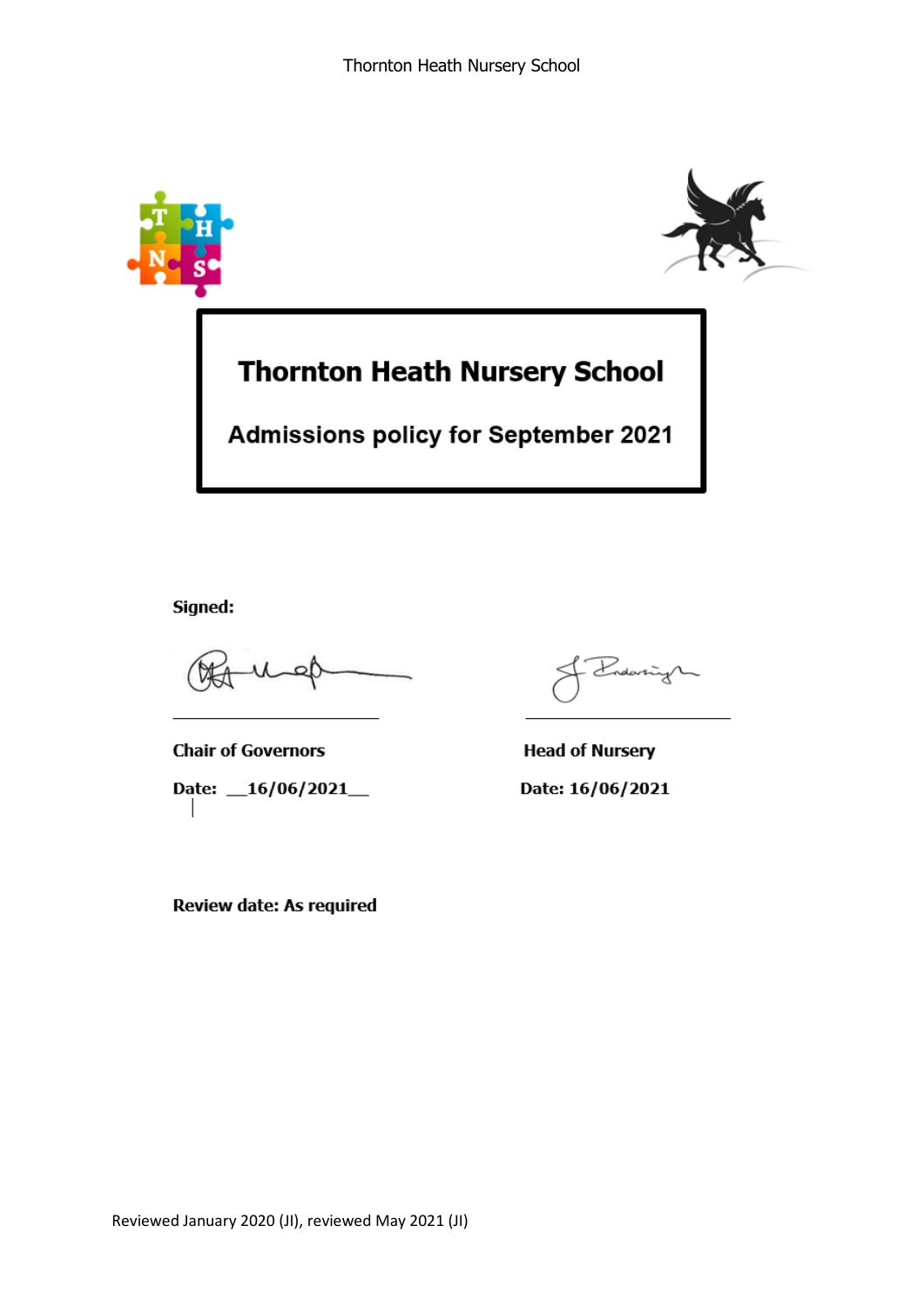# Thornton Heath Nursery School

## Admissions policy for September 2021

**Signed:**

**Chair of Governors**

**Date: __16/06/2021__**

**Head of Nursery**

**Date: 16/06/2021**

**Review date: As required**

Reviewed January 2020 (JI), reviewed May 2021 (JI)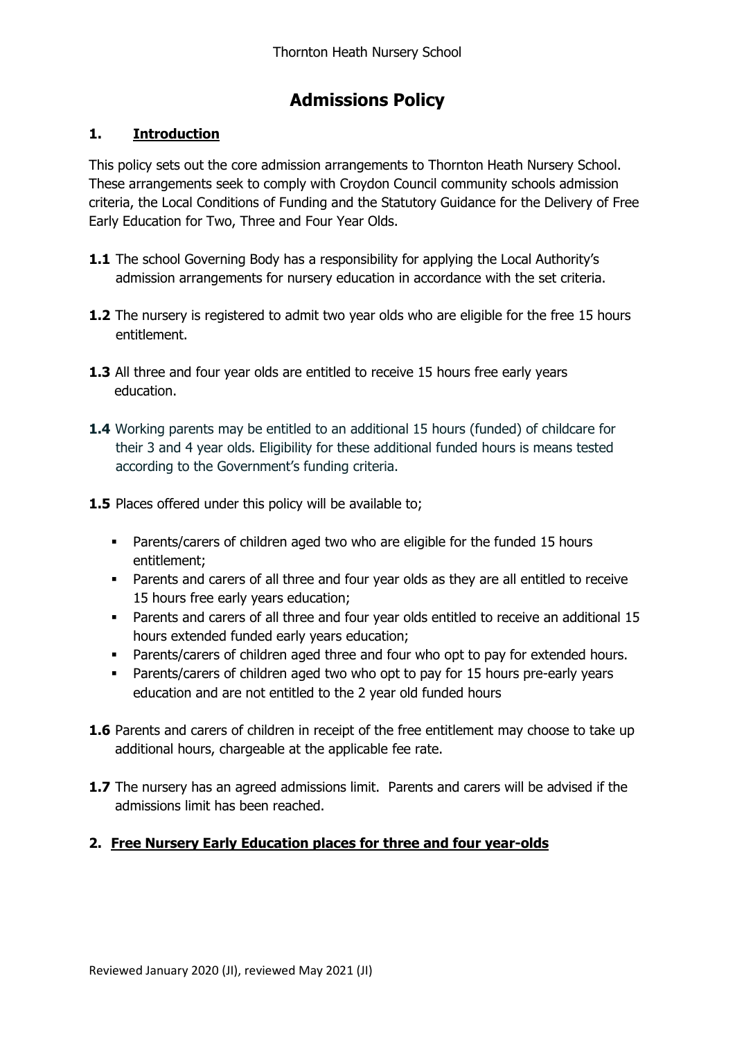Thornton Heath Nursery School

# Admissions Policy

## 1. Introduction

This policy sets out the core admission arrangements to Thornton Heath Nursery School. These arrangements seek to comply with Croydon Council community schools admission criteria, the Local Conditions of Funding and the Statutory Guidance for the Delivery of Free Early Education for Two, Three and Four Year Olds.

**1.1** The school Governing Body has a responsibility for applying the Local Authority's admission arrangements for nursery education in accordance with the set criteria.

**1.2** The nursery is registered to admit two year olds who are eligible for the free 15 hours entitlement.

**1.3** All three and four year olds are entitled to receive 15 hours free early years education.

**1.4** Working parents may be entitled to an additional 15 hours (funded) of childcare for their 3 and 4 year olds. Eligibility for these additional funded hours is means tested according to the Government's funding criteria.

**1.5** Places offered under this policy will be available to;

- Parents/carers of children aged two who are eligible for the funded 15 hours entitlement;
- Parents and carers of all three and four year olds as they are all entitled to receive 15 hours free early years education;
- Parents and carers of all three and four year olds entitled to receive an additional 15 hours extended funded early years education;
- Parents/carers of children aged three and four who opt to pay for extended hours.
- Parents/carers of children aged two who opt to pay for 15 hours pre-early years education and are not entitled to the 2 year old funded hours

**1.6** Parents and carers of children in receipt of the free entitlement may choose to take up additional hours, chargeable at the applicable fee rate.

**1.7** The nursery has an agreed admissions limit. Parents and carers will be advised if the admissions limit has been reached.

## 2. Free Nursery Early Education places for three and four year-olds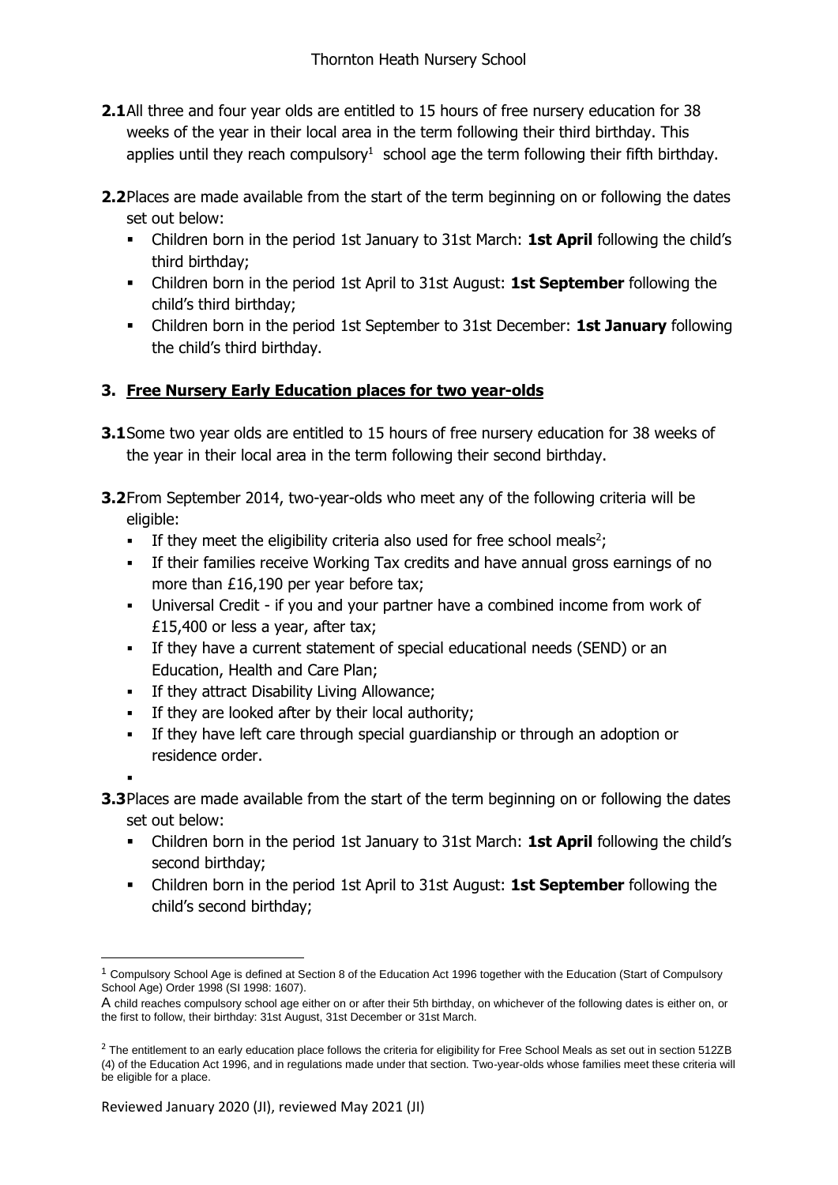**2.1** All three and four year olds are entitled to 15 hours of free nursery education for 38 weeks of the year in their local area in the term following their third birthday. This applies until they reach compulsory[1] school age the term following their fifth birthday.

**2.2** Places are made available from the start of the term beginning on or following the dates set out below:

- Children born in the period 1st January to 31st March: **1st April** following the child's third birthday;
- Children born in the period 1st April to 31st August: **1st September** following the child's third birthday;
- Children born in the period 1st September to 31st December: **1st January** following the child's third birthday.

## 3. Free Nursery Early Education places for two year-olds

**3.1** Some two year olds are entitled to 15 hours of free nursery education for 38 weeks of the year in their local area in the term following their second birthday.

**3.2** From September 2014, two-year-olds who meet any of the following criteria will be eligible:

- If they meet the eligibility criteria also used for free school meals[2];
- If their families receive Working Tax credits and have annual gross earnings of no more than £16,190 per year before tax;
- Universal Credit - if you and your partner have a combined income from work of £15,400 or less a year, after tax;
- If they have a current statement of special educational needs (SEND) or an Education, Health and Care Plan;
- If they attract Disability Living Allowance;
- If they are looked after by their local authority;
- If they have left care through special guardianship or through an adoption or residence order.

**3.3** Places are made available from the start of the term beginning on or following the dates set out below:

- Children born in the period 1st January to 31st March: **1st April** following the child's second birthday;
- Children born in the period 1st April to 31st August: **1st September** following the child's second birthday;

---

[1] Compulsory School Age is defined at Section 8 of the Education Act 1996 together with the Education (Start of Compulsory School Age) Order 1998 (SI 1998: 1607).

A child reaches compulsory school age either on or after their 5th birthday, on whichever of the following dates is either on, or the first to follow, their birthday: 31st August, 31st December or 31st March.

[2] The entitlement to an early education place follows the criteria for eligibility for Free School Meals as set out in section 512ZB (4) of the Education Act 1996, and in regulations made under that section. Two-year-olds whose families meet these criteria will be eligible for a place.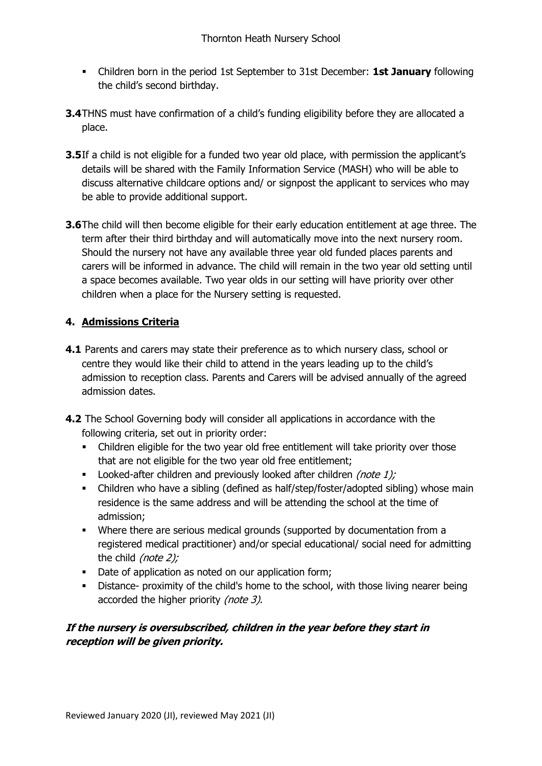- Children born in the period 1st September to 31st December: **1st January** following the child's second birthday.

**3.4** THNS must have confirmation of a child's funding eligibility before they are allocated a place.

**3.5** If a child is not eligible for a funded two year old place, with permission the applicant's details will be shared with the Family Information Service (MASH) who will be able to discuss alternative childcare options and/ or signpost the applicant to services who may be able to provide additional support.

**3.6** The child will then become eligible for their early education entitlement at age three. The term after their third birthday and will automatically move into the next nursery room. Should the nursery not have any available three year old funded places parents and carers will be informed in advance. The child will remain in the two year old setting until a space becomes available. Two year olds in our setting will have priority over other children when a place for the Nursery setting is requested.

## 4. Admissions Criteria

**4.1** Parents and carers may state their preference as to which nursery class, school or centre they would like their child to attend in the years leading up to the child's admission to reception class. Parents and Carers will be advised annually of the agreed admission dates.

**4.2** The School Governing body will consider all applications in accordance with the following criteria, set out in priority order:

- Children eligible for the two year old free entitlement will take priority over those that are not eligible for the two year old free entitlement;
- Looked-after children and previously looked after children *(note 1);*
- Children who have a sibling (defined as half/step/foster/adopted sibling) whose main residence is the same address and will be attending the school at the time of admission;
- Where there are serious medical grounds (supported by documentation from a registered medical practitioner) and/or special educational/ social need for admitting the child *(note 2);*
- Date of application as noted on our application form;
- Distance- proximity of the child's home to the school, with those living nearer being accorded the higher priority *(note 3).*

***If the nursery is oversubscribed, children in the year before they start in reception will be given priority.***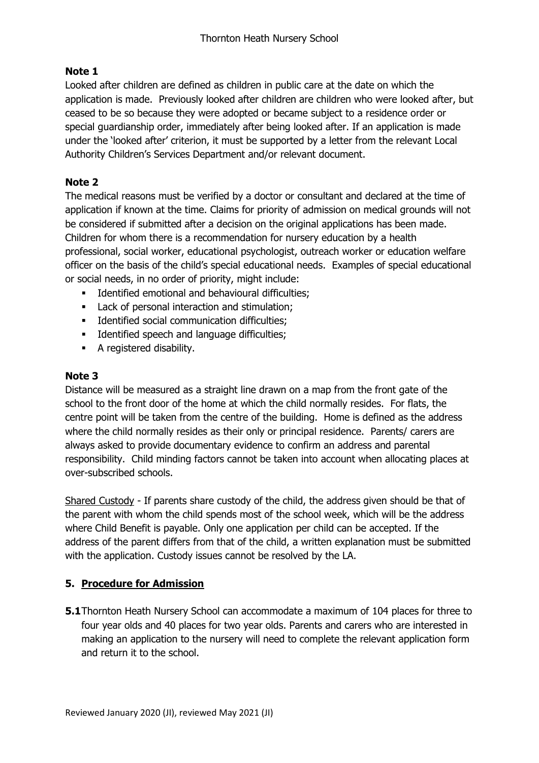**Note 1**

Looked after children are defined as children in public care at the date on which the application is made. Previously looked after children are children who were looked after, but ceased to be so because they were adopted or became subject to a residence order or special guardianship order, immediately after being looked after. If an application is made under the 'looked after' criterion, it must be supported by a letter from the relevant Local Authority Children's Services Department and/or relevant document.

**Note 2**

The medical reasons must be verified by a doctor or consultant and declared at the time of application if known at the time. Claims for priority of admission on medical grounds will not be considered if submitted after a decision on the original applications has been made. Children for whom there is a recommendation for nursery education by a health professional, social worker, educational psychologist, outreach worker or education welfare officer on the basis of the child's special educational needs. Examples of special educational or social needs, in no order of priority, might include:

- Identified emotional and behavioural difficulties;
- Lack of personal interaction and stimulation;
- Identified social communication difficulties;
- Identified speech and language difficulties;
- A registered disability.

**Note 3**

Distance will be measured as a straight line drawn on a map from the front gate of the school to the front door of the home at which the child normally resides. For flats, the centre point will be taken from the centre of the building. Home is defined as the address where the child normally resides as their only or principal residence. Parents/ carers are always asked to provide documentary evidence to confirm an address and parental responsibility. Child minding factors cannot be taken into account when allocating places at over-subscribed schools.

Shared Custody - If parents share custody of the child, the address given should be that of the parent with whom the child spends most of the school week, which will be the address where Child Benefit is payable. Only one application per child can be accepted. If the address of the parent differs from that of the child, a written explanation must be submitted with the application. Custody issues cannot be resolved by the LA.

## 5. Procedure for Admission

**5.1** Thornton Heath Nursery School can accommodate a maximum of 104 places for three to four year olds and 40 places for two year olds. Parents and carers who are interested in making an application to the nursery will need to complete the relevant application form and return it to the school.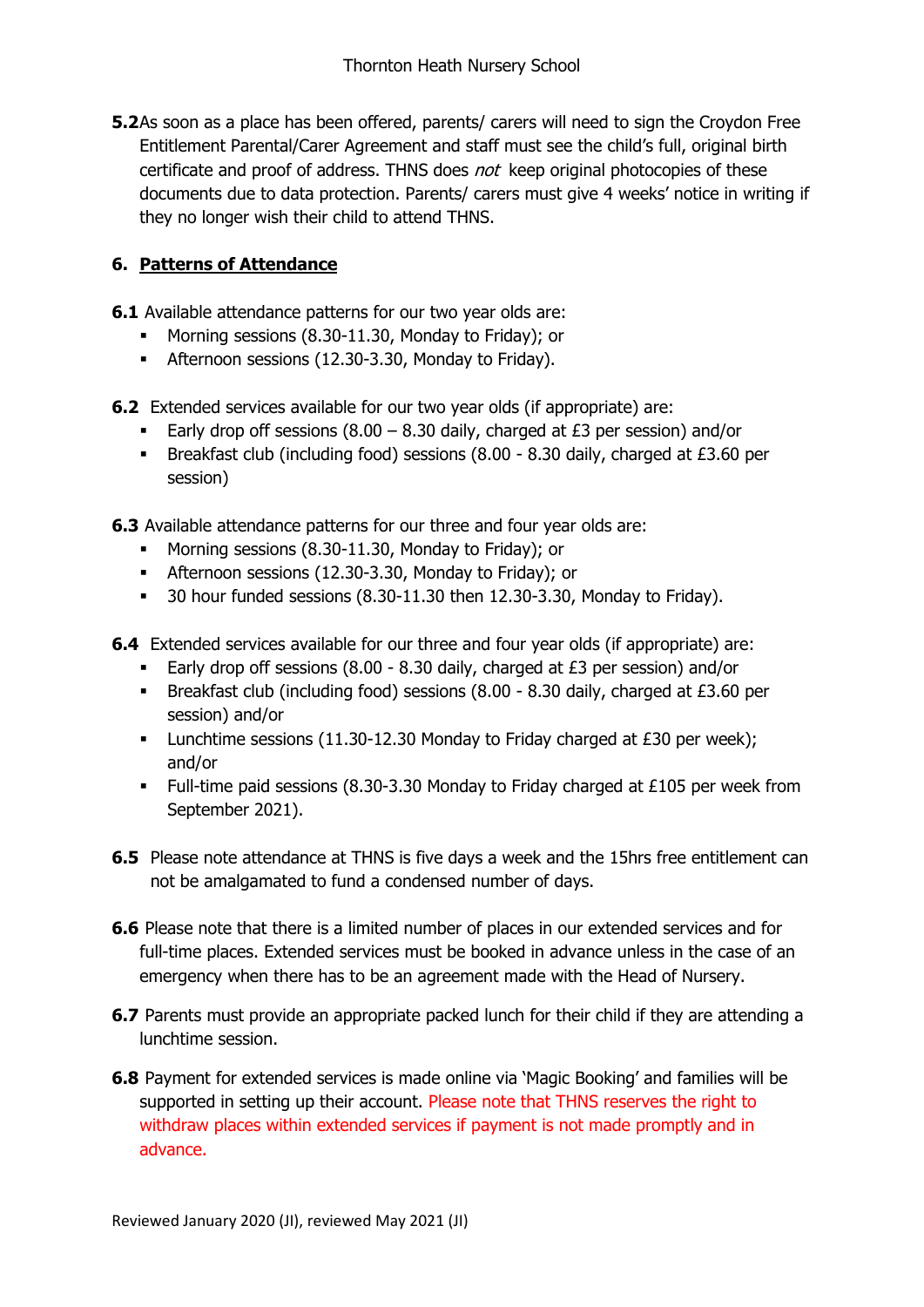**5.2** As soon as a place has been offered, parents/ carers will need to sign the Croydon Free Entitlement Parental/Carer Agreement and staff must see the child's full, original birth certificate and proof of address. THNS does *not* keep original photocopies of these documents due to data protection. Parents/ carers must give 4 weeks' notice in writing if they no longer wish their child to attend THNS.

## 6. Patterns of Attendance

**6.1** Available attendance patterns for our two year olds are:

- Morning sessions (8.30-11.30, Monday to Friday); or
- Afternoon sessions (12.30-3.30, Monday to Friday).

**6.2** Extended services available for our two year olds (if appropriate) are:

- Early drop off sessions (8.00 – 8.30 daily, charged at £3 per session) and/or
- Breakfast club (including food) sessions (8.00 - 8.30 daily, charged at £3.60 per session)

**6.3** Available attendance patterns for our three and four year olds are:

- Morning sessions (8.30-11.30, Monday to Friday); or
- Afternoon sessions (12.30-3.30, Monday to Friday); or
- 30 hour funded sessions (8.30-11.30 then 12.30-3.30, Monday to Friday).

**6.4** Extended services available for our three and four year olds (if appropriate) are:

- Early drop off sessions (8.00 - 8.30 daily, charged at £3 per session) and/or
- Breakfast club (including food) sessions (8.00 - 8.30 daily, charged at £3.60 per session) and/or
- Lunchtime sessions (11.30-12.30 Monday to Friday charged at £30 per week); and/or
- Full-time paid sessions (8.30-3.30 Monday to Friday charged at £105 per week from September 2021).

**6.5** Please note attendance at THNS is five days a week and the 15hrs free entitlement can not be amalgamated to fund a condensed number of days.

**6.6** Please note that there is a limited number of places in our extended services and for full-time places. Extended services must be booked in advance unless in the case of an emergency when there has to be an agreement made with the Head of Nursery.

**6.7** Parents must provide an appropriate packed lunch for their child if they are attending a lunchtime session.

**6.8** Payment for extended services is made online via 'Magic Booking' and families will be supported in setting up their account. Please note that THNS reserves the right to withdraw places within extended services if payment is not made promptly and in advance.

Reviewed January 2020 (JI), reviewed May 2021 (JI)